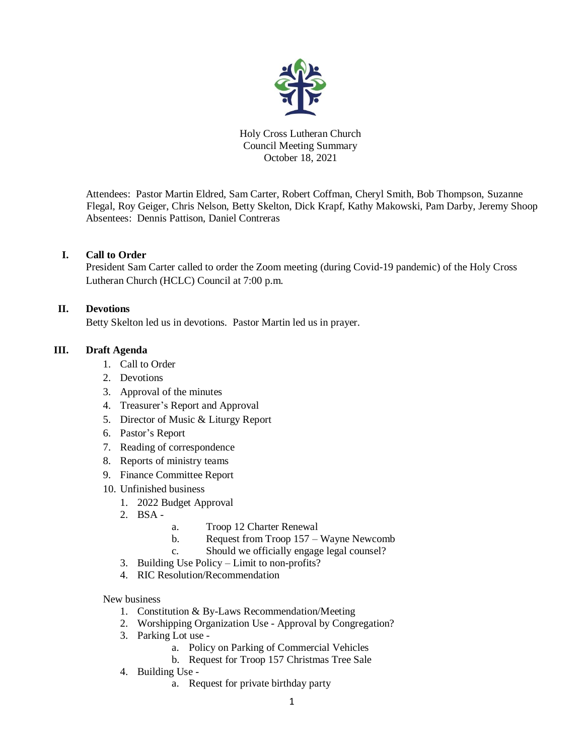Holy Cross Lutheran Church
Council Meeting Summary
October 18, 2021

Attendees: Pastor Martin Eldred, Sam Carter, Robert Coffman, Cheryl Smith, Bob Thompson, Suzanne Flegal, Roy Geiger, Chris Nelson, Betty Skelton, Dick Krapf, Kathy Makowski, Pam Darby, Jeremy Shoop
Absentees: Dennis Pattison, Daniel Contreras

## I. Call to Order

President Sam Carter called to order the Zoom meeting (during Covid-19 pandemic) of the Holy Cross Lutheran Church (HCLC) Council at 7:00 p.m.

## II. Devotions

Betty Skelton led us in devotions. Pastor Martin led us in prayer.

## III. Draft Agenda

1. Call to Order
2. Devotions
3. Approval of the minutes
4. Treasurer's Report and Approval
5. Director of Music & Liturgy Report
6. Pastor's Report
7. Reading of correspondence
8. Reports of ministry teams
9. Finance Committee Report
10. Unfinished business
    1. 2022 Budget Approval
    2. BSA -
        a. Troop 12 Charter Renewal
        b. Request from Troop 157 – Wayne Newcomb
        c. Should we officially engage legal counsel?
    3. Building Use Policy – Limit to non-profits?
    4. RIC Resolution/Recommendation

New business

1. Constitution & By-Laws Recommendation/Meeting
2. Worshipping Organization Use - Approval by Congregation?
3. Parking Lot use -
    a. Policy on Parking of Commercial Vehicles
    b. Request for Troop 157 Christmas Tree Sale
4. Building Use -
    a. Request for private birthday party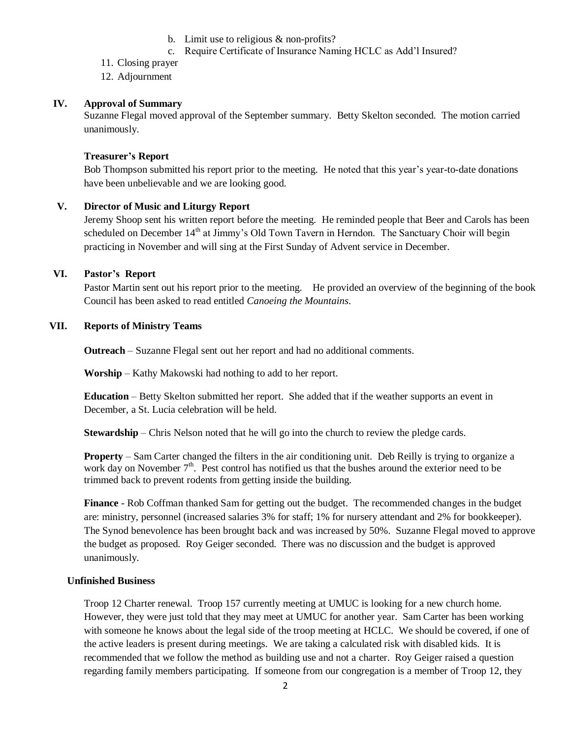b. Limit use to religious & non-profits?
c. Require Certificate of Insurance Naming HCLC as Add'l Insured?

11. Closing prayer
12. Adjournment

## IV. Approval of Summary

Suzanne Flegal moved approval of the September summary. Betty Skelton seconded. The motion carried unanimously.

### Treasurer's Report

Bob Thompson submitted his report prior to the meeting. He noted that this year's year-to-date donations have been unbelievable and we are looking good.

## V. Director of Music and Liturgy Report

Jeremy Shoop sent his written report before the meeting. He reminded people that Beer and Carols has been scheduled on December 14th at Jimmy's Old Town Tavern in Herndon. The Sanctuary Choir will begin practicing in November and will sing at the First Sunday of Advent service in December.

## VI. Pastor's Report

Pastor Martin sent out his report prior to the meeting. He provided an overview of the beginning of the book Council has been asked to read entitled *Canoeing the Mountains.*

## VII. Reports of Ministry Teams

**Outreach** – Suzanne Flegal sent out her report and had no additional comments.

**Worship** – Kathy Makowski had nothing to add to her report.

**Education** – Betty Skelton submitted her report. She added that if the weather supports an event in December, a St. Lucia celebration will be held.

**Stewardship** – Chris Nelson noted that he will go into the church to review the pledge cards.

**Property** – Sam Carter changed the filters in the air conditioning unit. Deb Reilly is trying to organize a work day on November 7th. Pest control has notified us that the bushes around the exterior need to be trimmed back to prevent rodents from getting inside the building.

**Finance** - Rob Coffman thanked Sam for getting out the budget. The recommended changes in the budget are: ministry, personnel (increased salaries 3% for staff; 1% for nursery attendant and 2% for bookkeeper). The Synod benevolence has been brought back and was increased by 50%. Suzanne Flegal moved to approve the budget as proposed. Roy Geiger seconded. There was no discussion and the budget is approved unanimously.

### Unfinished Business

Troop 12 Charter renewal. Troop 157 currently meeting at UMUC is looking for a new church home. However, they were just told that they may meet at UMUC for another year. Sam Carter has been working with someone he knows about the legal side of the troop meeting at HCLC. We should be covered, if one of the active leaders is present during meetings. We are taking a calculated risk with disabled kids. It is recommended that we follow the method as building use and not a charter. Roy Geiger raised a question regarding family members participating. If someone from our congregation is a member of Troop 12, they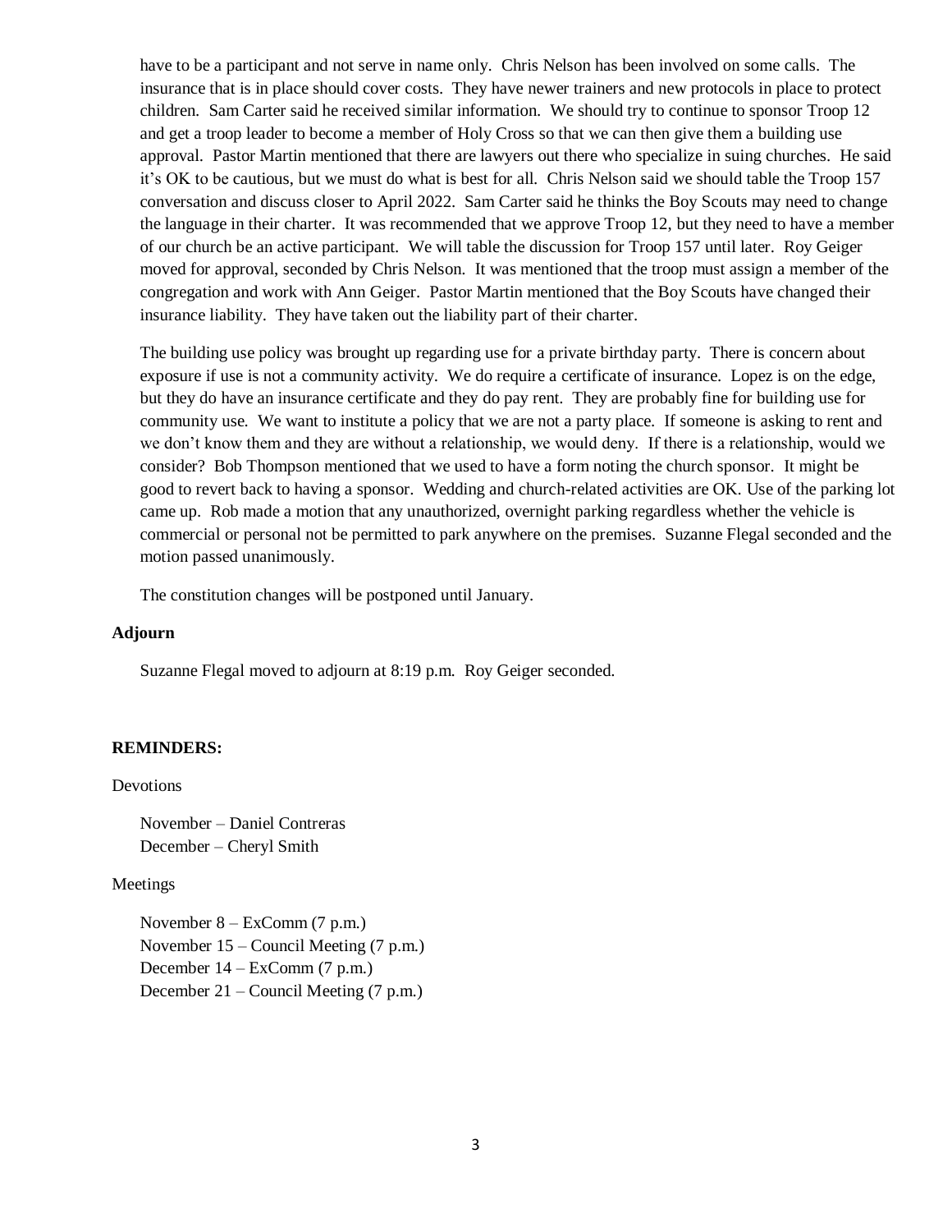have to be a participant and not serve in name only. Chris Nelson has been involved on some calls. The insurance that is in place should cover costs. They have newer trainers and new protocols in place to protect children. Sam Carter said he received similar information. We should try to continue to sponsor Troop 12 and get a troop leader to become a member of Holy Cross so that we can then give them a building use approval. Pastor Martin mentioned that there are lawyers out there who specialize in suing churches. He said it's OK to be cautious, but we must do what is best for all. Chris Nelson said we should table the Troop 157 conversation and discuss closer to April 2022. Sam Carter said he thinks the Boy Scouts may need to change the language in their charter. It was recommended that we approve Troop 12, but they need to have a member of our church be an active participant. We will table the discussion for Troop 157 until later. Roy Geiger moved for approval, seconded by Chris Nelson. It was mentioned that the troop must assign a member of the congregation and work with Ann Geiger. Pastor Martin mentioned that the Boy Scouts have changed their insurance liability. They have taken out the liability part of their charter.

The building use policy was brought up regarding use for a private birthday party. There is concern about exposure if use is not a community activity. We do require a certificate of insurance. Lopez is on the edge, but they do have an insurance certificate and they do pay rent. They are probably fine for building use for community use. We want to institute a policy that we are not a party place. If someone is asking to rent and we don't know them and they are without a relationship, we would deny. If there is a relationship, would we consider? Bob Thompson mentioned that we used to have a form noting the church sponsor. It might be good to revert back to having a sponsor. Wedding and church-related activities are OK. Use of the parking lot came up. Rob made a motion that any unauthorized, overnight parking regardless whether the vehicle is commercial or personal not be permitted to park anywhere on the premises. Suzanne Flegal seconded and the motion passed unanimously.

The constitution changes will be postponed until January.

### Adjourn

Suzanne Flegal moved to adjourn at 8:19 p.m. Roy Geiger seconded.

### REMINDERS:

Devotions

November – Daniel Contreras
December – Cheryl Smith

Meetings

November 8 – ExComm (7 p.m.)
November 15 – Council Meeting (7 p.m.)
December 14 – ExComm (7 p.m.)
December 21 – Council Meeting (7 p.m.)